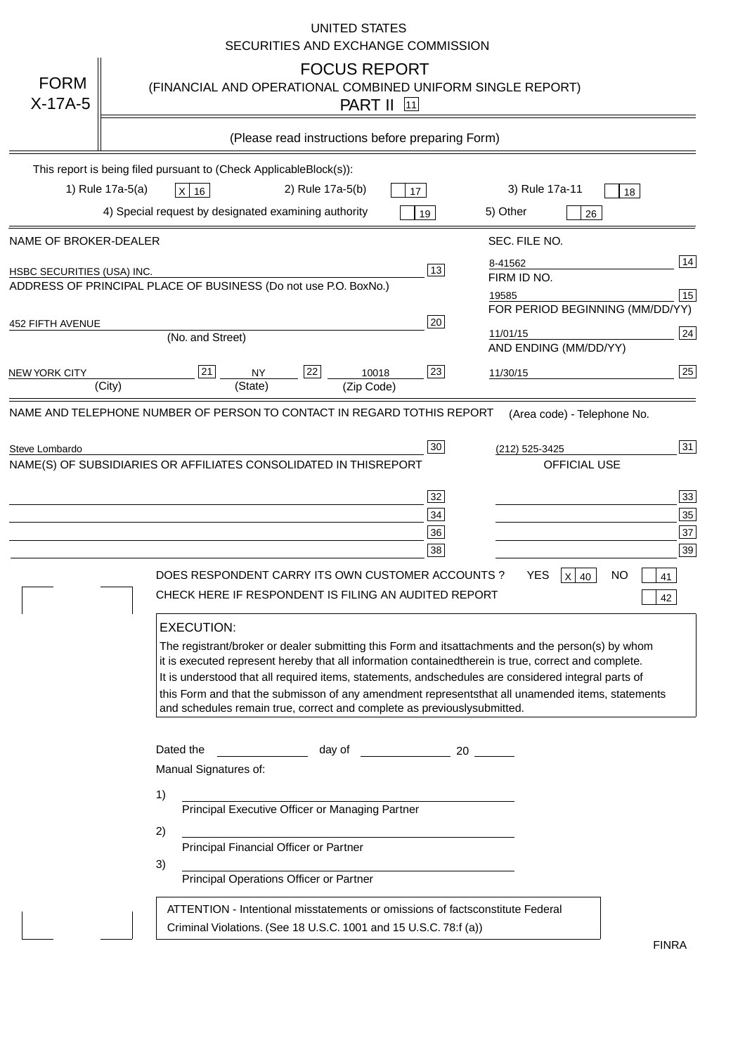UNITED STATES
SECURITIES AND EXCHANGE COMMISSION

FORM X-17A-5

# FOCUS REPORT
(FINANCIAL AND OPERATIONAL COMBINED UNIFORM SINGLE REPORT)

PART II [11]

(Please read instructions before preparing Form)

This report is being filed pursuant to (Check Applicable Block(s)):

1) Rule 17a-5(a) [X] 16 2) Rule 17a-5(b) [ ] 17 3) Rule 17a-11 [ ] 18

4) Special request by designated examining authority [ ] 19 5) Other [ ] 26

| NAME OF BROKER-DEALER | | SEC. FILE NO. | |
|---|---|---|---|
| HSBC SECURITIES (USA) INC. | 13 | 8-41562 | 14 |
| ADDRESS OF PRINCIPAL PLACE OF BUSINESS (Do not use P.O. Box No.) | | FIRM ID NO. | |
| | | 19585 | 15 |
| 452 FIFTH AVENUE (No. and Street) | 20 | FOR PERIOD BEGINNING (MM/DD/YY) 11/01/15 | 24 |
| NEW YORK CITY (City) [21] NY (State) [22] 10018 (Zip Code) | 23 | AND ENDING (MM/DD/YY) 11/30/15 | 25 |

NAME AND TELEPHONE NUMBER OF PERSON TO CONTACT IN REGARD TO THIS REPORT (Area code) - Telephone No.

Steve Lombardo [30] (212) 525-3425 [31]

NAME(S) OF SUBSIDIARIES OR AFFILIATES CONSOLIDATED IN THIS REPORT — OFFICIAL USE

| | | | |
|---|---|---|---|
| | 32 | | 33 |
| | 34 | | 35 |
| | 36 | | 37 |
| | 38 | | 39 |

DOES RESPONDENT CARRY ITS OWN CUSTOMER ACCOUNTS ? YES [X] 40 NO [ ] 41

CHECK HERE IF RESPONDENT IS FILING AN AUDITED REPORT [ ] 42

**EXECUTION:**

The registrant/broker or dealer submitting this Form and its attachments and the person(s) by whom it is executed represent hereby that all information contained therein is true, correct and complete. It is understood that all required items, statements, and schedules are considered integral parts of this Form and that the submisson of any amendment represents that all unamended items, statements and schedules remain true, correct and complete as previously submitted.

Dated the ______ day of ______ 20 ____

Manual Signatures of:

1) ______________________
Principal Executive Officer or Managing Partner

2) ______________________
Principal Financial Officer or Partner

3) ______________________
Principal Operations Officer or Partner

ATTENTION - Intentional misstatements or omissions of facts constitute Federal Criminal Violations. (See 18 U.S.C. 1001 and 15 U.S.C. 78:f (a))

FINRA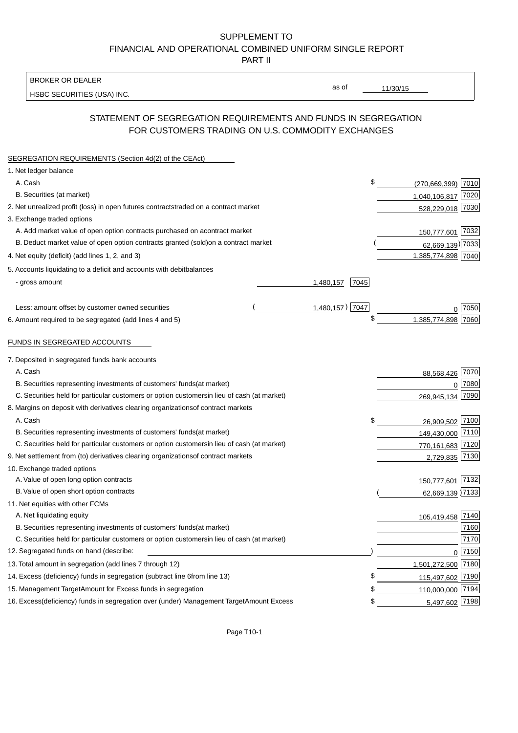SUPPLEMENT TO
FINANCIAL AND OPERATIONAL COMBINED UNIFORM SINGLE REPORT
PART II

BROKER OR DEALER
HSBC SECURITIES (USA) INC.

as of 11/30/15

## STATEMENT OF SEGREGATION REQUIREMENTS AND FUNDS IN SEGREGATION FOR CUSTOMERS TRADING ON U.S. COMMODITY EXCHANGES

SEGREGATION REQUIREMENTS (Section 4d(2) of the CEAct)

| | | | Amount | Code |
|---|---|---|---|---|
| 1. Net ledger balance | | | | |
| A. Cash | | | $ (270,669,399) | 7010 |
| B. Securities (at market) | | | 1,040,106,817 | 7020 |
| 2. Net unrealized profit (loss) in open futures contracts traded on a contract market | | | 528,229,018 | 7030 |
| 3. Exchange traded options | | | | |
| A. Add market value of open option contracts purchased on a contract market | | | 150,777,601 | 7032 |
| B. Deduct market value of open option contracts granted (sold) on a contract market | | | (62,669,139) | 7033 |
| 4. Net equity (deficit) (add lines 1, 2, and 3) | | | 1,385,774,898 | 7040 |
| 5. Accounts liquidating to a deficit and accounts with debit balances | | | | |
| - gross amount | 1,480,157 | 7045 | | |
| Less: amount offset by customer owned securities | (1,480,157) | 7047 | 0 | 7050 |
| 6. Amount required to be segregated (add lines 4 and 5) | | | $ 1,385,774,898 | 7060 |

FUNDS IN SEGREGATED ACCOUNTS

| | Amount | Code |
|---|---|---|
| 7. Deposited in segregated funds bank accounts | | |
| A. Cash | 88,568,426 | 7070 |
| B. Securities representing investments of customers' funds (at market) | 0 | 7080 |
| C. Securities held for particular customers or option customers in lieu of cash (at market) | 269,945,134 | 7090 |
| 8. Margins on deposit with derivatives clearing organizations of contract markets | | |
| A. Cash | $ 26,909,502 | 7100 |
| B. Securities representing investments of customers' funds (at market) | 149,430,000 | 7110 |
| C. Securities held for particular customers or option customers in lieu of cash (at market) | 770,161,683 | 7120 |
| 9. Net settlement from (to) derivatives clearing organizations of contract markets | 2,729,835 | 7130 |
| 10. Exchange traded options | | |
| A. Value of open long option contracts | 150,777,601 | 7132 |
| B. Value of open short option contracts | (62,669,139) | 7133 |
| 11. Net equities with other FCMs | | |
| A. Net liquidating equity | 105,419,458 | 7140 |
| B. Securities representing investments of customers' funds (at market) | | 7160 |
| C. Securities held for particular customers or option customers in lieu of cash (at market) | | 7170 |
| 12. Segregated funds on hand (describe: ) | 0 | 7150 |
| 13. Total amount in segregation (add lines 7 through 12) | 1,501,272,500 | 7180 |
| 14. Excess (deficiency) funds in segregation (subtract line 6 from line 13) | $ 115,497,602 | 7190 |
| 15. Management Target Amount for Excess funds in segregation | $ 110,000,000 | 7194 |
| 16. Excess (deficiency) funds in segregation over (under) Management Target Amount Excess | $ 5,497,602 | 7198 |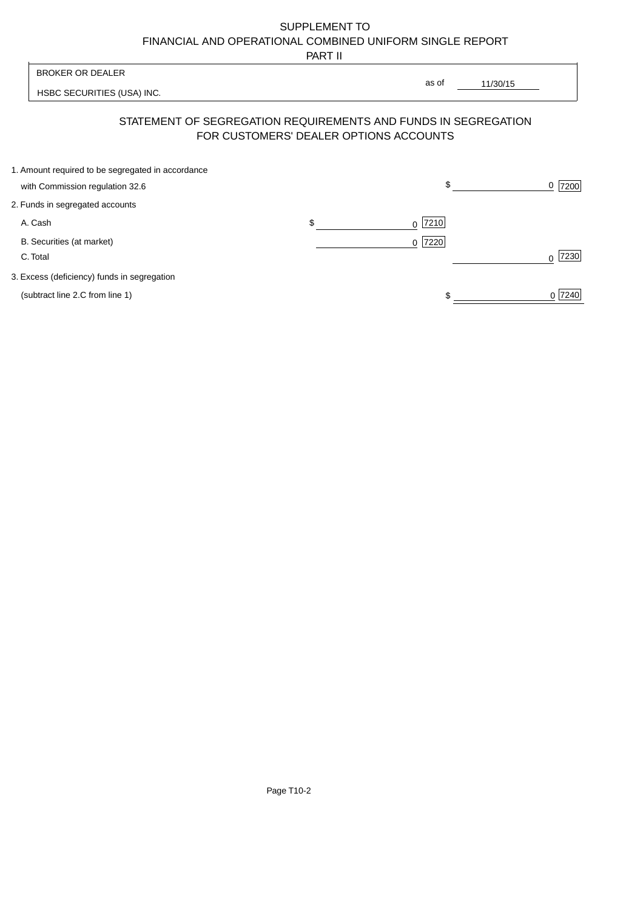SUPPLEMENT TO
FINANCIAL AND OPERATIONAL COMBINED UNIFORM SINGLE REPORT
PART II

BROKER OR DEALER

HSBC SECURITIES (USA) INC.

as of 11/30/15

## STATEMENT OF SEGREGATION REQUIREMENTS AND FUNDS IN SEGREGATION FOR CUSTOMERS' DEALER OPTIONS ACCOUNTS

| | | |
|---|---|---|
| 1. Amount required to be segregated in accordance with Commission regulation 32.6 | | $ 0 [7200] |
| 2. Funds in segregated accounts | | |
| A. Cash | $ 0 [7210] | |
| B. Securities (at market) | 0 [7220] | |
| C. Total | | 0 [7230] |
| 3. Excess (deficiency) funds in segregation (subtract line 2.C from line 1) | | $ 0 [7240] |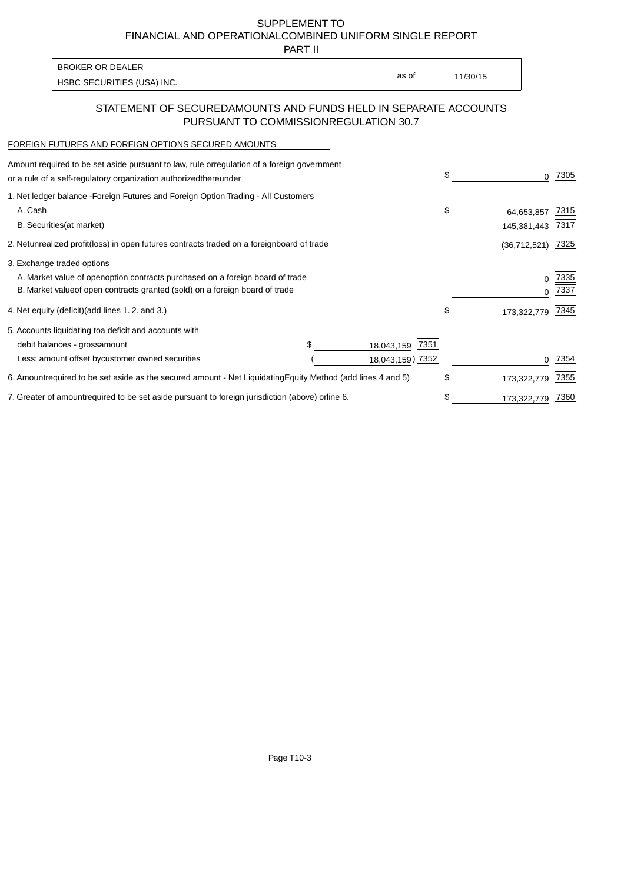SUPPLEMENT TO
FINANCIAL AND OPERATIONAL COMBINED UNIFORM SINGLE REPORT
PART II

| BROKER OR DEALER | | |
|---|---|---|
| HSBC SECURITIES (USA) INC. | as of | 11/30/15 |

## STATEMENT OF SECURED AMOUNTS AND FUNDS HELD IN SEPARATE ACCOUNTS PURSUANT TO COMMISSION REGULATION 30.7

FOREIGN FUTURES AND FOREIGN OPTIONS SECURED AMOUNTS

| | | | | |
|---|---|---|---|---|
| Amount required to be set aside pursuant to law, rule or regulation of a foreign government or a rule of a self-regulatory organization authorized thereunder | | | $ 0 | 7305 |
| 1. Net ledger balance - Foreign Futures and Foreign Option Trading - All Customers | | | | |
| A. Cash | | | $ 64,653,857 | 7315 |
| B. Securities (at market) | | | 145,381,443 | 7317 |
| 2. Net unrealized profit (loss) in open futures contracts traded on a foreign board of trade | | | (36,712,521) | 7325 |
| 3. Exchange traded options | | | | |
| A. Market value of open option contracts purchased on a foreign board of trade | | | 0 | 7335 |
| B. Market value of open contracts granted (sold) on a foreign board of trade | | | 0 | 7337 |
| 4. Net equity (deficit) (add lines 1. 2. and 3.) | | | $ 173,322,779 | 7345 |
| 5. Accounts liquidating to a deficit and accounts with | | | | |
| debit balances - gross amount | $ 18,043,159 | 7351 | | |
| Less: amount offset by customer owned securities | ( 18,043,159) | 7352 | 0 | 7354 |
| 6. Amount required to be set aside as the secured amount - Net Liquidating Equity Method (add lines 4 and 5) | | | $ 173,322,779 | 7355 |
| 7. Greater of amount required to be set aside pursuant to foreign jurisdiction (above) or line 6. | | | $ 173,322,779 | 7360 |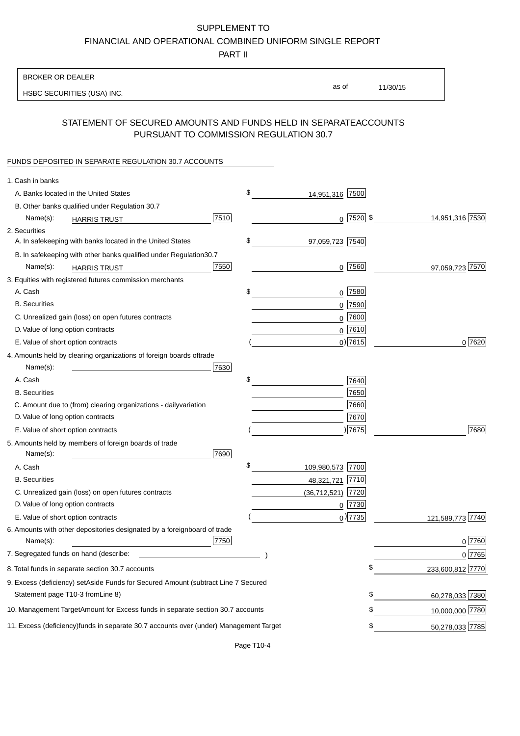SUPPLEMENT TO

FINANCIAL AND OPERATIONAL COMBINED UNIFORM SINGLE REPORT

PART II

BROKER OR DEALER

HSBC SECURITIES (USA) INC.

as of 11/30/15

## STATEMENT OF SECURED AMOUNTS AND FUNDS HELD IN SEPARATEACCOUNTS PURSUANT TO COMMISSION REGULATION 30.7

FUNDS DEPOSITED IN SEPARATE REGULATION 30.7 ACCOUNTS

| | | | |
|---|---|---|---|
| 1. Cash in banks | | | |
| A. Banks located in the United States | | $ 14,951,316 [7500] | |
| B. Other banks qualified under Regulation 30.7 | | | |
| Name(s): HARRIS TRUST | [7510] | 0 [7520] | $ 14,951,316 [7530] |
| 2. Securities | | | |
| A. In safekeeping with banks located in the United States | | $ 97,059,723 [7540] | |
| B. In safekeeping with other banks qualified under Regulation30.7 | | | |
| Name(s): HARRIS TRUST | [7550] | 0 [7560] | 97,059,723 [7570] |
| 3. Equities with registered futures commission merchants | | | |
| A. Cash | | $ 0 [7580] | |
| B. Securities | | 0 [7590] | |
| C. Unrealized gain (loss) on open futures contracts | | 0 [7600] | |
| D. Value of long option contracts | | 0 [7610] | |
| E. Value of short option contracts | | ( 0) [7615] | 0 [7620] |
| 4. Amounts held by clearing organizations of foreign boards oftrade | | | |
| Name(s): | [7630] | | |
| A. Cash | | $ [7640] | |
| B. Securities | | [7650] | |
| C. Amount due to (from) clearing organizations - dailyvariation | | [7660] | |
| D. Value of long option contracts | | [7670] | |
| E. Value of short option contracts | | ( ) [7675] | [7680] |
| 5. Amounts held by members of foreign boards of trade | | | |
| Name(s): | [7690] | | |
| A. Cash | | $ 109,980,573 [7700] | |
| B. Securities | | 48,321,721 [7710] | |
| C. Unrealized gain (loss) on open futures contracts | | (36,712,521) [7720] | |
| D. Value of long option contracts | | 0 [7730] | |
| E. Value of short option contracts | | ( 0) [7735] | 121,589,773 [7740] |
| 6. Amounts with other depositories designated by a foreignboard of trade | | | |
| Name(s): | [7750] | | 0 [7760] |
| 7. Segregated funds on hand (describe: ) | | | 0 [7765] |
| 8. Total funds in separate section 30.7 accounts | | | $ 233,600,812 [7770] |
| 9. Excess (deficiency) setAside Funds for Secured Amount (subtract Line 7 Secured Statement page T10-3 fromLine 8) | | | $ 60,278,033 [7380] |
| 10. Management TargetAmount for Excess funds in separate section 30.7 accounts | | | $ 10,000,000 [7780] |
| 11. Excess (deficiency)funds in separate 30.7 accounts over (under) Management Target | | | $ 50,278,033 [7785] |

Page T10-4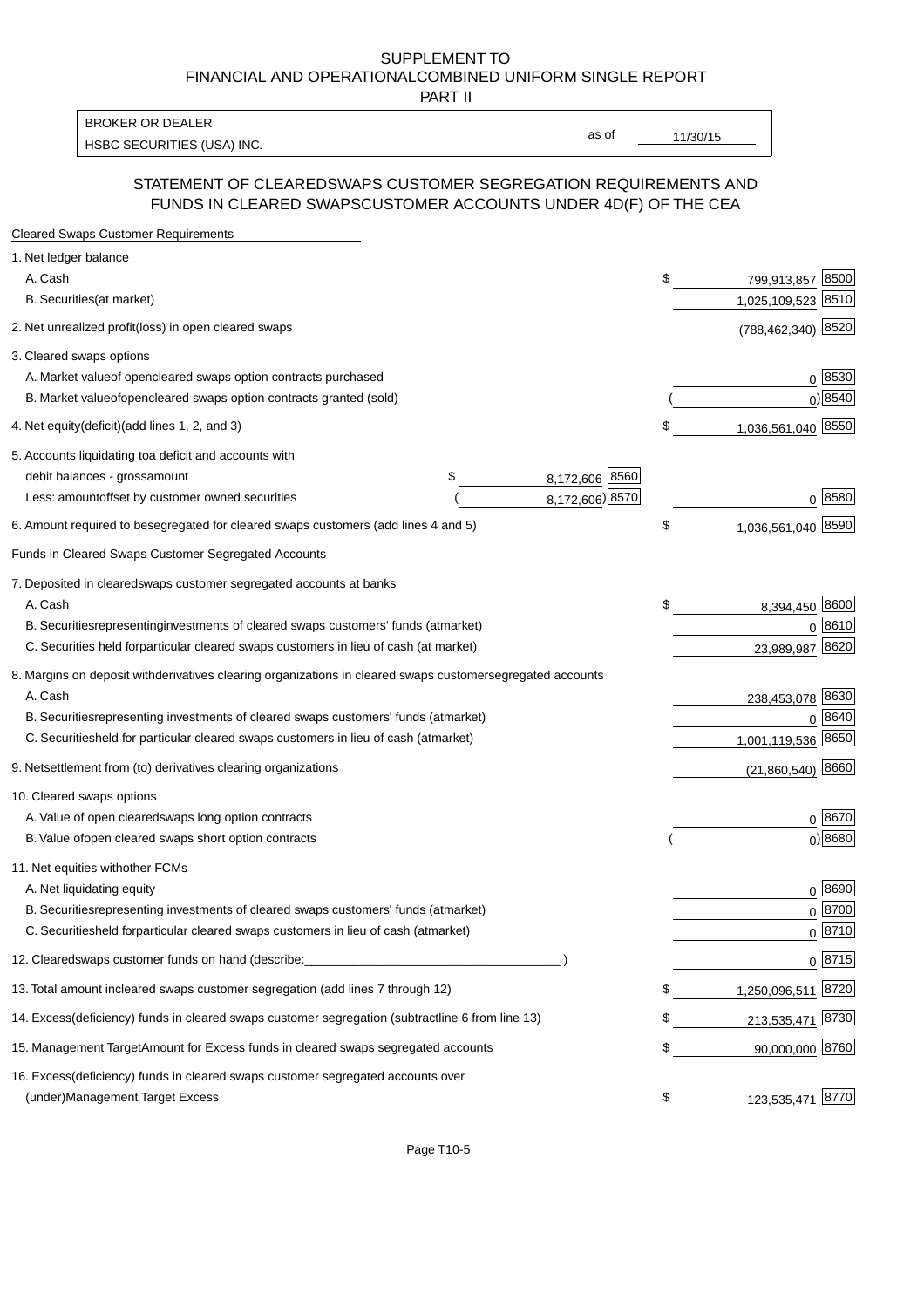SUPPLEMENT TO
FINANCIAL AND OPERATIONAL COMBINED UNIFORM SINGLE REPORT
PART II

| BROKER OR DEALER | | |
|---|---|---|
| HSBC SECURITIES (USA) INC. | as of | 11/30/15 |

## STATEMENT OF CLEARED SWAPS CUSTOMER SEGREGATION REQUIREMENTS AND FUNDS IN CLEARED SWAPS CUSTOMER ACCOUNTS UNDER 4D(F) OF THE CEA

| | | | | |
|---|---|---|---|---|
| **Cleared Swaps Customer Requirements** | | | | |
| 1. Net ledger balance | | | | |
| A. Cash | | | $ 799,913,857 | 8500 |
| B. Securities (at market) | | | 1,025,109,523 | 8510 |
| 2. Net unrealized profit (loss) in open cleared swaps | | | (788,462,340) | 8520 |
| 3. Cleared swaps options | | | | |
| A. Market value of open cleared swaps option contracts purchased | | | 0 | 8530 |
| B. Market value of open cleared swaps option contracts granted (sold) | | | ( 0) | 8540 |
| 4. Net equity (deficit) (add lines 1, 2, and 3) | | | $ 1,036,561,040 | 8550 |
| 5. Accounts liquidating to a deficit and accounts with | | | | |
| debit balances - gross amount | $ 8,172,606 | 8560 | | |
| Less: amount offset by customer owned securities | ( 8,172,606) | 8570 | 0 | 8580 |
| 6. Amount required to be segregated for cleared swaps customers (add lines 4 and 5) | | | $ 1,036,561,040 | 8590 |
| **Funds in Cleared Swaps Customer Segregated Accounts** | | | | |
| 7. Deposited in cleared swaps customer segregated accounts at banks | | | | |
| A. Cash | | | $ 8,394,450 | 8600 |
| B. Securities representing investments of cleared swaps customers' funds (at market) | | | 0 | 8610 |
| C. Securities held for particular cleared swaps customers in lieu of cash (at market) | | | 23,989,987 | 8620 |
| 8. Margins on deposit with derivatives clearing organizations in cleared swaps customer segregated accounts | | | | |
| A. Cash | | | 238,453,078 | 8630 |
| B. Securities representing investments of cleared swaps customers' funds (at market) | | | 0 | 8640 |
| C. Securities held for particular cleared swaps customers in lieu of cash (at market) | | | 1,001,119,536 | 8650 |
| 9. Net settlement from (to) derivatives clearing organizations | | | (21,860,540) | 8660 |
| 10. Cleared swaps options | | | | |
| A. Value of open cleared swaps long option contracts | | | 0 | 8670 |
| B. Value of open cleared swaps short option contracts | | | ( 0) | 8680 |
| 11. Net equities with other FCMs | | | | |
| A. Net liquidating equity | | | 0 | 8690 |
| B. Securities representing investments of cleared swaps customers' funds (at market) | | | 0 | 8700 |
| C. Securities held for particular cleared swaps customers in lieu of cash (at market) | | | 0 | 8710 |
| 12. Cleared swaps customer funds on hand (describe: ______________ ) | | | 0 | 8715 |
| 13. Total amount in cleared swaps customer segregation (add lines 7 through 12) | | | $ 1,250,096,511 | 8720 |
| 14. Excess (deficiency) funds in cleared swaps customer segregation (subtract line 6 from line 13) | | | $ 213,535,471 | 8730 |
| 15. Management Target Amount for Excess funds in cleared swaps segregated accounts | | | $ 90,000,000 | 8760 |
| 16. Excess (deficiency) funds in cleared swaps customer segregated accounts over (under) Management Target Excess | | | $ 123,535,471 | 8770 |

Page T10-5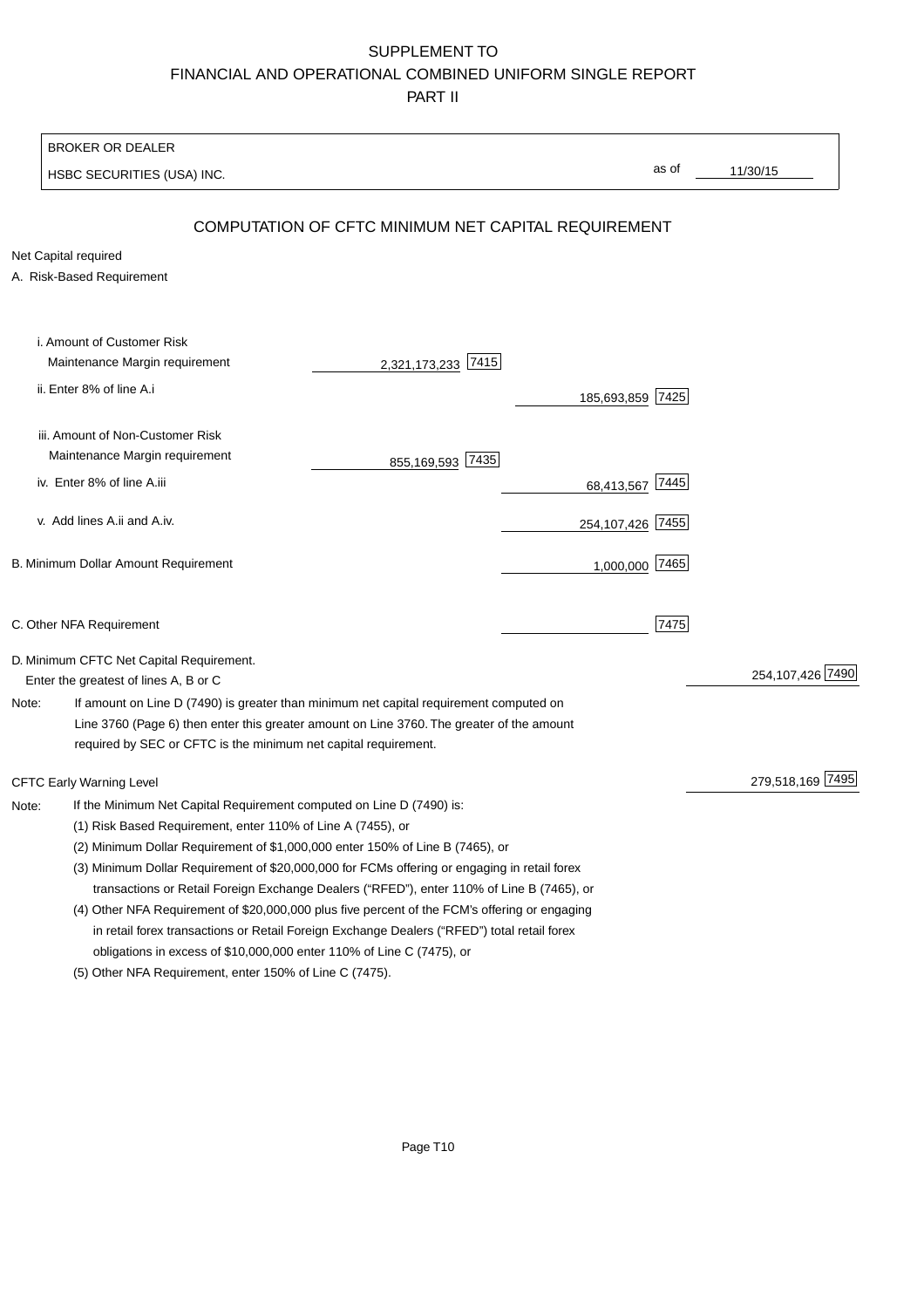# SUPPLEMENT TO
# FINANCIAL AND OPERATIONAL COMBINED UNIFORM SINGLE REPORT
# PART II

BROKER OR DEALER

HSBC SECURITIES (USA) INC. as of 11/30/15

## COMPUTATION OF CFTC MINIMUM NET CAPITAL REQUIREMENT

Net Capital required

A. Risk-Based Requirement

| | | | |
|---|---|---|---|
| i. Amount of Customer Risk Maintenance Margin requirement | 2,321,173,233 [7415] | | |
| ii. Enter 8% of line A.i | | 185,693,859 [7425] | |
| iii. Amount of Non-Customer Risk Maintenance Margin requirement | 855,169,593 [7435] | | |
| iv. Enter 8% of line A.iii | | 68,413,567 [7445] | |
| v. Add lines A.ii and A.iv. | | 254,107,426 [7455] | |
| B. Minimum Dollar Amount Requirement | | 1,000,000 [7465] | |
| C. Other NFA Requirement | | [7475] | |
| D. Minimum CFTC Net Capital Requirement. Enter the greatest of lines A, B or C | | | 254,107,426 [7490] |

Note: If amount on Line D (7490) is greater than minimum net capital requirement computed on Line 3760 (Page 6) then enter this greater amount on Line 3760. The greater of the amount required by SEC or CFTC is the minimum net capital requirement.

CFTC Early Warning Level 279,518,169 [7495]

Note: If the Minimum Net Capital Requirement computed on Line D (7490) is:

(1) Risk Based Requirement, enter 110% of Line A (7455), or

(2) Minimum Dollar Requirement of $1,000,000 enter 150% of Line B (7465), or

(3) Minimum Dollar Requirement of $20,000,000 for FCMs offering or engaging in retail forex transactions or Retail Foreign Exchange Dealers ("RFED"), enter 110% of Line B (7465), or

(4) Other NFA Requirement of $20,000,000 plus five percent of the FCM's offering or engaging in retail forex transactions or Retail Foreign Exchange Dealers ("RFED") total retail forex obligations in excess of $10,000,000 enter 110% of Line C (7475), or

(5) Other NFA Requirement, enter 150% of Line C (7475).